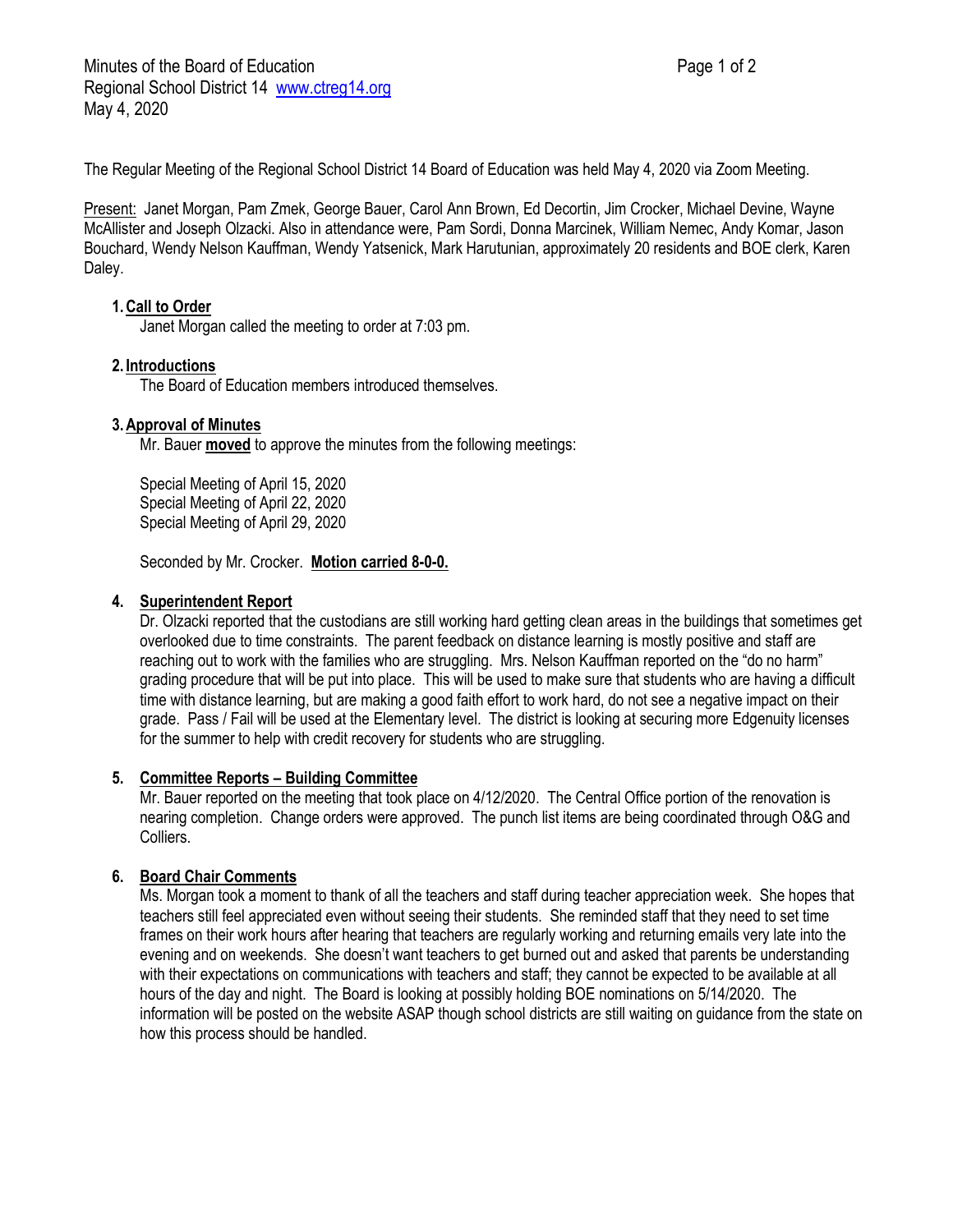Minutes of the Board of Education
Regional School District 14 www.ctreg14.org
May 4, 2020

The Regular Meeting of the Regional School District 14 Board of Education was held May 4, 2020 via Zoom Meeting.

Present: Janet Morgan, Pam Zmek, George Bauer, Carol Ann Brown, Ed Decortin, Jim Crocker, Michael Devine, Wayne McAllister and Joseph Olzacki. Also in attendance were, Pam Sordi, Donna Marcinek, William Nemec, Andy Komar, Jason Bouchard, Wendy Nelson Kauffman, Wendy Yatsenick, Mark Harutunian, approximately 20 residents and BOE clerk, Karen Daley.

1. **Call to Order**

   Janet Morgan called the meeting to order at 7:03 pm.

2. **Introductions**

   The Board of Education members introduced themselves.

3. **Approval of Minutes**

   Mr. Bauer **moved** to approve the minutes from the following meetings:

   Special Meeting of April 15, 2020
   Special Meeting of April 22, 2020
   Special Meeting of April 29, 2020

   Seconded by Mr. Crocker. **Motion carried 8-0-0.**

4. **Superintendent Report**

   Dr. Olzacki reported that the custodians are still working hard getting clean areas in the buildings that sometimes get overlooked due to time constraints. The parent feedback on distance learning is mostly positive and staff are reaching out to work with the families who are struggling. Mrs. Nelson Kauffman reported on the "do no harm" grading procedure that will be put into place. This will be used to make sure that students who are having a difficult time with distance learning, but are making a good faith effort to work hard, do not see a negative impact on their grade. Pass / Fail will be used at the Elementary level. The district is looking at securing more Edgenuity licenses for the summer to help with credit recovery for students who are struggling.

5. **Committee Reports – Building Committee**

   Mr. Bauer reported on the meeting that took place on 4/12/2020. The Central Office portion of the renovation is nearing completion. Change orders were approved. The punch list items are being coordinated through O&G and Colliers.

6. **Board Chair Comments**

   Ms. Morgan took a moment to thank of all the teachers and staff during teacher appreciation week. She hopes that teachers still feel appreciated even without seeing their students. She reminded staff that they need to set time frames on their work hours after hearing that teachers are regularly working and returning emails very late into the evening and on weekends. She doesn't want teachers to get burned out and asked that parents be understanding with their expectations on communications with teachers and staff; they cannot be expected to be available at all hours of the day and night. The Board is looking at possibly holding BOE nominations on 5/14/2020. The information will be posted on the website ASAP though school districts are still waiting on guidance from the state on how this process should be handled.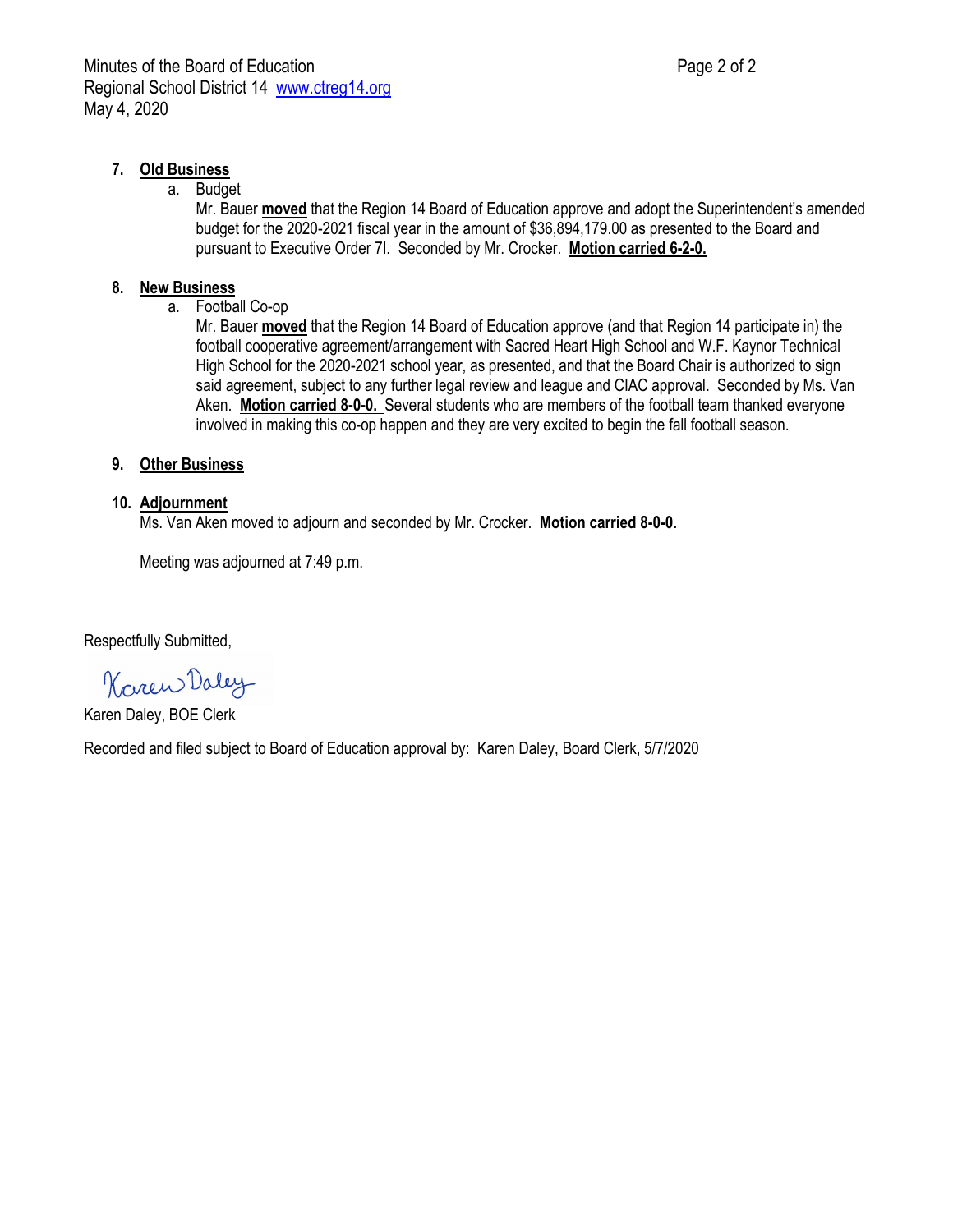7. **Old Business**
   a. Budget
      Mr. Bauer **moved** that the Region 14 Board of Education approve and adopt the Superintendent's amended budget for the 2020-2021 fiscal year in the amount of $36,894,179.00 as presented to the Board and pursuant to Executive Order 7I. Seconded by Mr. Crocker. **Motion carried 6-2-0.**

8. **New Business**
   a. Football Co-op
      Mr. Bauer **moved** that the Region 14 Board of Education approve (and that Region 14 participate in) the football cooperative agreement/arrangement with Sacred Heart High School and W.F. Kaynor Technical High School for the 2020-2021 school year, as presented, and that the Board Chair is authorized to sign said agreement, subject to any further legal review and league and CIAC approval. Seconded by Ms. Van Aken. **Motion carried 8-0-0.** Several students who are members of the football team thanked everyone involved in making this co-op happen and they are very excited to begin the fall football season.

9. **Other Business**

10. **Adjournment**
    Ms. Van Aken moved to adjourn and seconded by Mr. Crocker. **Motion carried 8-0-0.**

    Meeting was adjourned at 7:49 p.m.

Respectfully Submitted,

Karen Daley

Karen Daley, BOE Clerk

Recorded and filed subject to Board of Education approval by: Karen Daley, Board Clerk, 5/7/2020